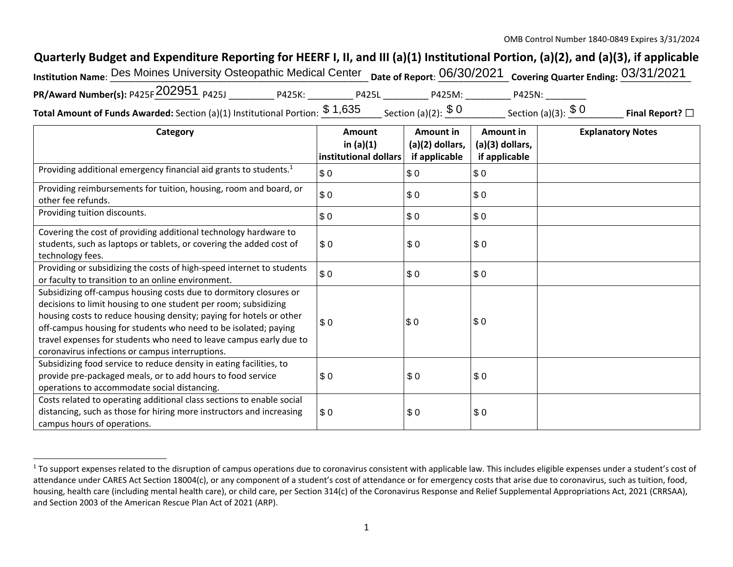OMB Control Number 1840-0849 Expires 3/31/2024

# Quarterly Budget and Expenditure Reporting for HEERF I, II, and III (a)(1) Institutional Portion, (a)(2), and (a)(3), if applicable

**Institution Name**: Des Moines University Osteopathic Medical Center **Date of Report**: 06/30/2021 **Covering Quarter Ending:** 03/31/2021

**PR/Award Number(s):** P425F202951 P425J \_\_\_\_\_\_\_\_ P425K: \_\_\_\_\_\_\_\_ P425L \_\_\_\_\_\_\_\_ P425M: \_\_\_\_\_\_\_\_ P425N: \_\_\_\_\_\_\_\_

**Total Amount of Funds Awarded:** Section (a)(1) Institutional Portion: $ 1,635 Section (a)(2): $ 0 Section (a)(3): $ 0 **Final Report?** ☐

| Category | Amount in (a)(1) institutional dollars | Amount in (a)(2) dollars, if applicable | Amount in (a)(3) dollars, if applicable | Explanatory Notes |
|---|---|---|---|---|
| Providing additional emergency financial aid grants to students.[1] | $ 0 | $ 0 | $ 0 | |
| Providing reimbursements for tuition, housing, room and board, or other fee refunds. | $ 0 | $ 0 | $ 0 | |
| Providing tuition discounts. | $ 0 | $ 0 | $ 0 | |
| Covering the cost of providing additional technology hardware to students, such as laptops or tablets, or covering the added cost of technology fees. | $ 0 | $ 0 | $ 0 | |
| Providing or subsidizing the costs of high-speed internet to students or faculty to transition to an online environment. | $ 0 | $ 0 | $ 0 | |
| Subsidizing off-campus housing costs due to dormitory closures or decisions to limit housing to one student per room; subsidizing housing costs to reduce housing density; paying for hotels or other off-campus housing for students who need to be isolated; paying travel expenses for students who need to leave campus early due to coronavirus infections or campus interruptions. | $ 0 | $ 0 | $ 0 | |
| Subsidizing food service to reduce density in eating facilities, to provide pre-packaged meals, or to add hours to food service operations to accommodate social distancing. | $ 0 | $ 0 | $ 0 | |
| Costs related to operating additional class sections to enable social distancing, such as those for hiring more instructors and increasing campus hours of operations. | $ 0 | $ 0 | $ 0 | |

[1] To support expenses related to the disruption of campus operations due to coronavirus consistent with applicable law. This includes eligible expenses under a student's cost of attendance under CARES Act Section 18004(c), or any component of a student's cost of attendance or for emergency costs that arise due to coronavirus, such as tuition, food, housing, health care (including mental health care), or child care, per Section 314(c) of the Coronavirus Response and Relief Supplemental Appropriations Act, 2021 (CRRSAA), and Section 2003 of the American Rescue Plan Act of 2021 (ARP).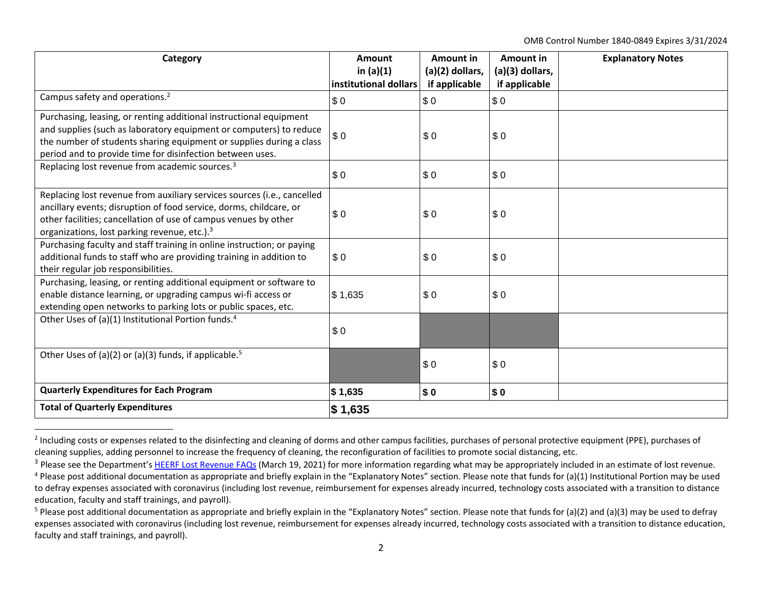OMB Control Number 1840-0849 Expires 3/31/2024

| Category | Amount in (a)(1) institutional dollars | Amount in (a)(2) dollars, if applicable | Amount in (a)(3) dollars, if applicable | Explanatory Notes |
|---|---|---|---|---|
| Campus safety and operations.[2] | $ 0 | $ 0 | $ 0 | |
| Purchasing, leasing, or renting additional instructional equipment and supplies (such as laboratory equipment or computers) to reduce the number of students sharing equipment or supplies during a class period and to provide time for disinfection between uses. | $ 0 | $ 0 | $ 0 | |
| Replacing lost revenue from academic sources.[3] | $ 0 | $ 0 | $ 0 | |
| Replacing lost revenue from auxiliary services sources (i.e., cancelled ancillary events; disruption of food service, dorms, childcare, or other facilities; cancellation of use of campus venues by other organizations, lost parking revenue, etc.).[3] | $ 0 | $ 0 | $ 0 | |
| Purchasing faculty and staff training in online instruction; or paying additional funds to staff who are providing training in addition to their regular job responsibilities. | $ 0 | $ 0 | $ 0 | |
| Purchasing, leasing, or renting additional equipment or software to enable distance learning, or upgrading campus wi-fi access or extending open networks to parking lots or public spaces, etc. | $ 1,635 | $ 0 | $ 0 | |
| Other Uses of (a)(1) Institutional Portion funds.[4] | $ 0 | | | |
| Other Uses of (a)(2) or (a)(3) funds, if applicable.[5] | | $ 0 | $ 0 | |
| **Quarterly Expenditures for Each Program** | **$ 1,635** | **$ 0** | **$ 0** | |
| **Total of Quarterly Expenditures** | **$ 1,635** | | | |

[2] Including costs or expenses related to the disinfecting and cleaning of dorms and other campus facilities, purchases of personal protective equipment (PPE), purchases of cleaning supplies, adding personnel to increase the frequency of cleaning, the reconfiguration of facilities to promote social distancing, etc.

[3] Please see the Department's HEERF Lost Revenue FAQs (March 19, 2021) for more information regarding what may be appropriately included in an estimate of lost revenue.

[4] Please post additional documentation as appropriate and briefly explain in the "Explanatory Notes" section. Please note that funds for (a)(1) Institutional Portion may be used to defray expenses associated with coronavirus (including lost revenue, reimbursement for expenses already incurred, technology costs associated with a transition to distance education, faculty and staff trainings, and payroll).

[5] Please post additional documentation as appropriate and briefly explain in the "Explanatory Notes" section. Please note that funds for (a)(2) and (a)(3) may be used to defray expenses associated with coronavirus (including lost revenue, reimbursement for expenses already incurred, technology costs associated with a transition to distance education, faculty and staff trainings, and payroll).